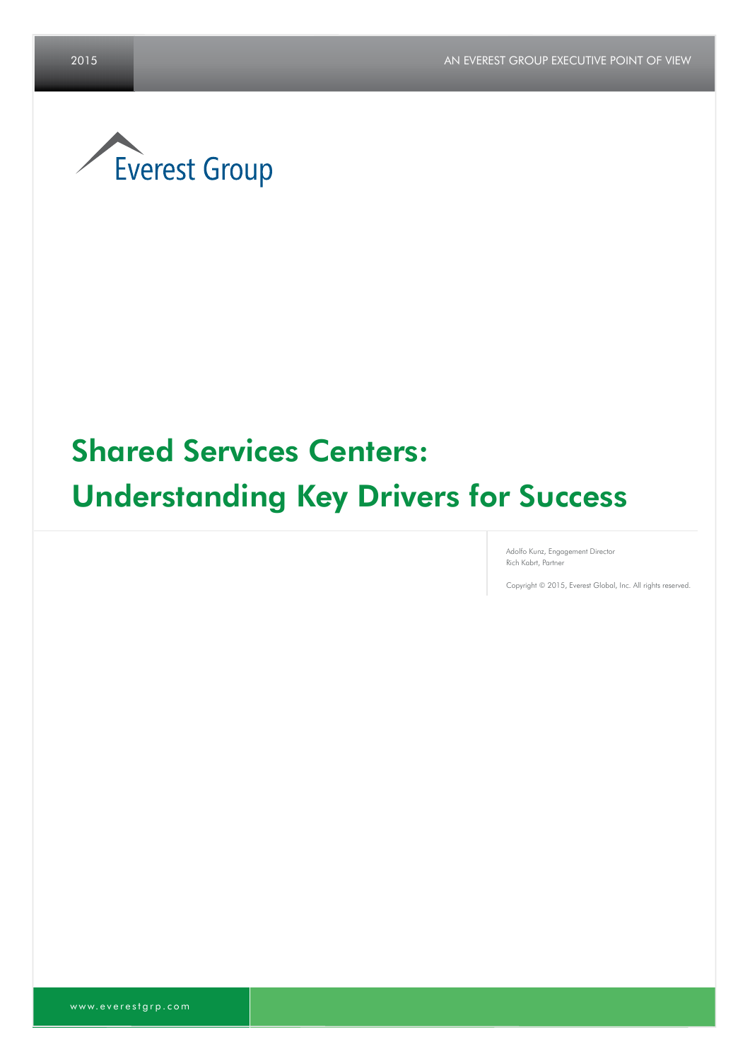2015

AN EVEREST GROUP EXECUTIVE POINT OF VIEW

Everest Group

# Shared Services Centers: Understanding Key Drivers for Success

Adolfo Kunz, Engagement Director
Rich Kabrt, Partner

Copyright © 2015, Everest Global, Inc. All rights reserved.

www.everestgrp.com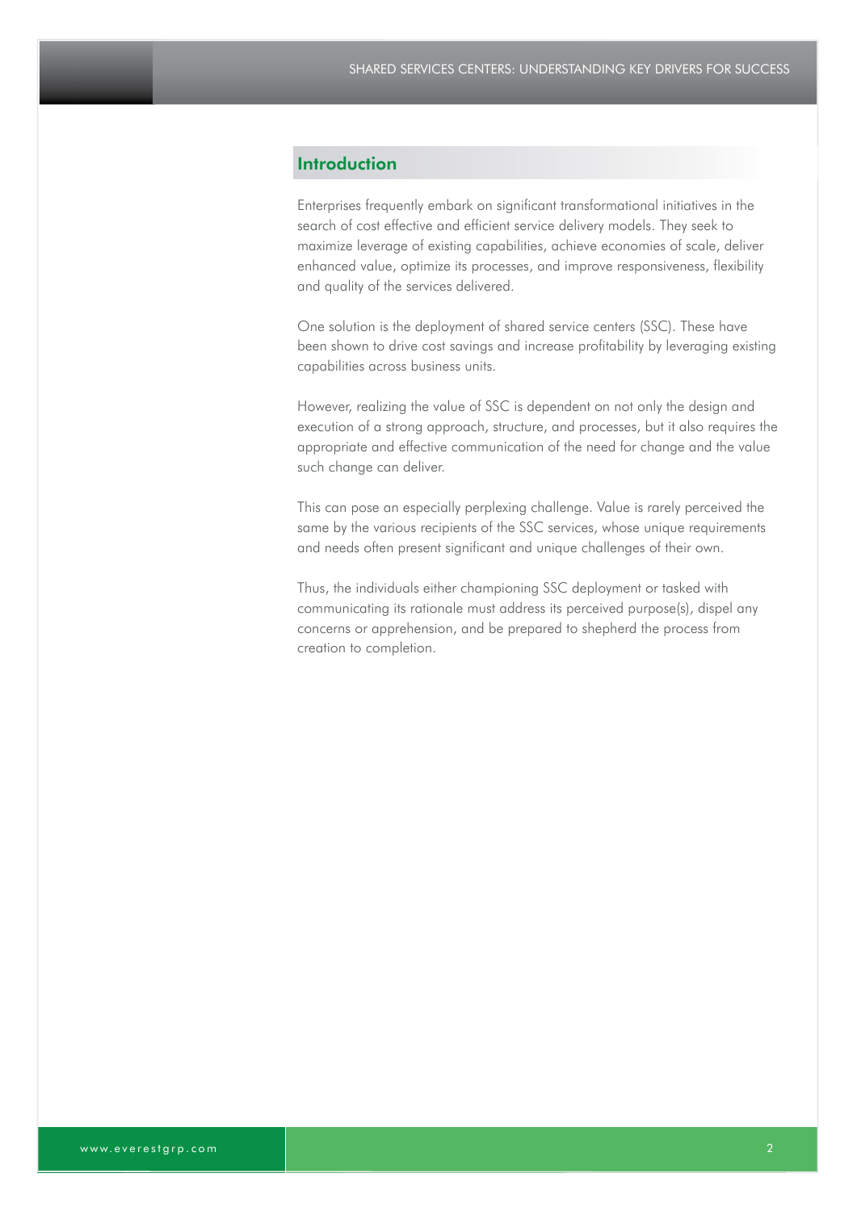## Introduction

Enterprises frequently embark on significant transformational initiatives in the search of cost effective and efficient service delivery models. They seek to maximize leverage of existing capabilities, achieve economies of scale, deliver enhanced value, optimize its processes, and improve responsiveness, flexibility and quality of the services delivered.

One solution is the deployment of shared service centers (SSC). These have been shown to drive cost savings and increase profitability by leveraging existing capabilities across business units.

However, realizing the value of SSC is dependent on not only the design and execution of a strong approach, structure, and processes, but it also requires the appropriate and effective communication of the need for change and the value such change can deliver.

This can pose an especially perplexing challenge. Value is rarely perceived the same by the various recipients of the SSC services, whose unique requirements and needs often present significant and unique challenges of their own.

Thus, the individuals either championing SSC deployment or tasked with communicating its rationale must address its perceived purpose(s), dispel any concerns or apprehension, and be prepared to shepherd the process from creation to completion.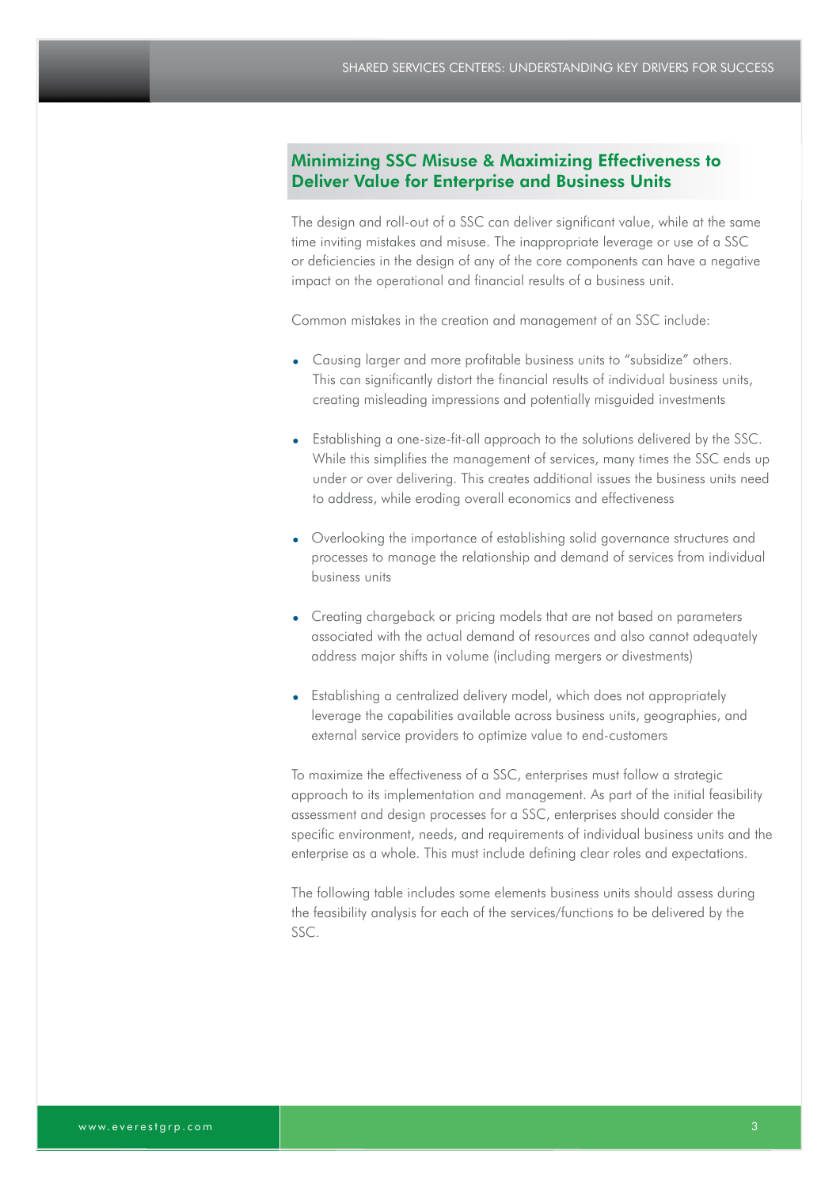## Minimizing SSC Misuse & Maximizing Effectiveness to Deliver Value for Enterprise and Business Units

The design and roll-out of a SSC can deliver significant value, while at the same time inviting mistakes and misuse. The inappropriate leverage or use of a SSC or deficiencies in the design of any of the core components can have a negative impact on the operational and financial results of a business unit.

Common mistakes in the creation and management of an SSC include:

- Causing larger and more profitable business units to "subsidize" others. This can significantly distort the financial results of individual business units, creating misleading impressions and potentially misguided investments
- Establishing a one-size-fit-all approach to the solutions delivered by the SSC. While this simplifies the management of services, many times the SSC ends up under or over delivering. This creates additional issues the business units need to address, while eroding overall economics and effectiveness
- Overlooking the importance of establishing solid governance structures and processes to manage the relationship and demand of services from individual business units
- Creating chargeback or pricing models that are not based on parameters associated with the actual demand of resources and also cannot adequately address major shifts in volume (including mergers or divestments)
- Establishing a centralized delivery model, which does not appropriately leverage the capabilities available across business units, geographies, and external service providers to optimize value to end-customers

To maximize the effectiveness of a SSC, enterprises must follow a strategic approach to its implementation and management. As part of the initial feasibility assessment and design processes for a SSC, enterprises should consider the specific environment, needs, and requirements of individual business units and the enterprise as a whole. This must include defining clear roles and expectations.

The following table includes some elements business units should assess during the feasibility analysis for each of the services/functions to be delivered by the SSC.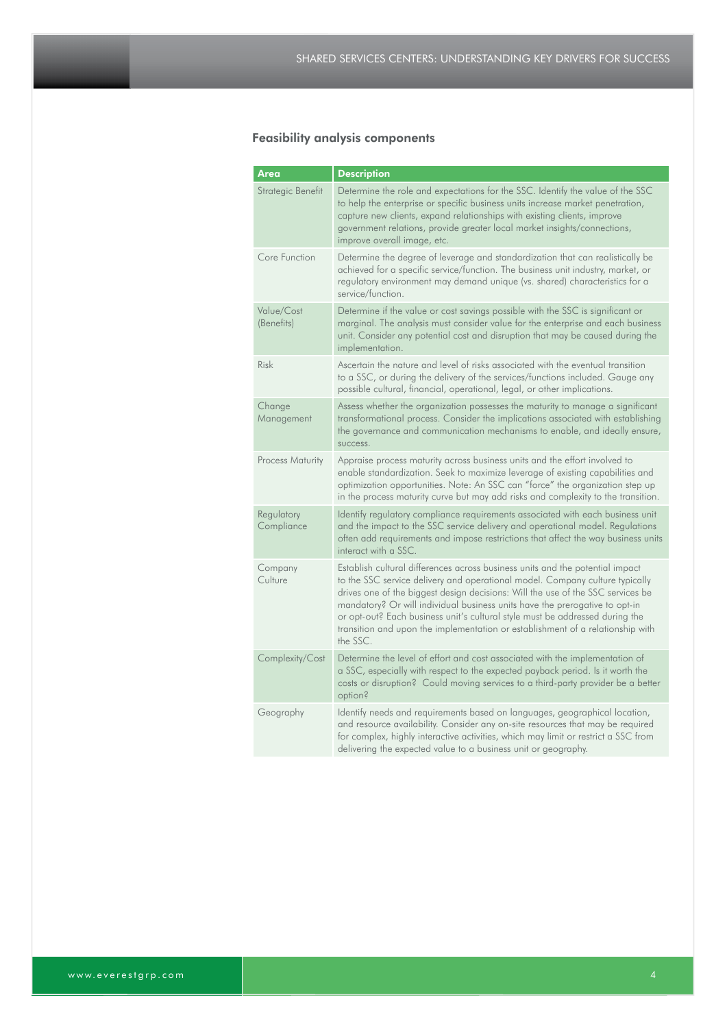### Feasibility analysis components

| Area | Description |
|---|---|
| Strategic Benefit | Determine the role and expectations for the SSC. Identify the value of the SSC to help the enterprise or specific business units increase market penetration, capture new clients, expand relationships with existing clients, improve government relations, provide greater local market insights/connections, improve overall image, etc. |
| Core Function | Determine the degree of leverage and standardization that can realistically be achieved for a specific service/function. The business unit industry, market, or regulatory environment may demand unique (vs. shared) characteristics for a service/function. |
| Value/Cost (Benefits) | Determine if the value or cost savings possible with the SSC is significant or marginal. The analysis must consider value for the enterprise and each business unit. Consider any potential cost and disruption that may be caused during the implementation. |
| Risk | Ascertain the nature and level of risks associated with the eventual transition to a SSC, or during the delivery of the services/functions included. Gauge any possible cultural, financial, operational, legal, or other implications. |
| Change Management | Assess whether the organization possesses the maturity to manage a significant transformational process. Consider the implications associated with establishing the governance and communication mechanisms to enable, and ideally ensure, success. |
| Process Maturity | Appraise process maturity across business units and the effort involved to enable standardization. Seek to maximize leverage of existing capabilities and optimization opportunities. Note: An SSC can "force" the organization step up in the process maturity curve but may add risks and complexity to the transition. |
| Regulatory Compliance | Identify regulatory compliance requirements associated with each business unit and the impact to the SSC service delivery and operational model. Regulations often add requirements and impose restrictions that affect the way business units interact with a SSC. |
| Company Culture | Establish cultural differences across business units and the potential impact to the SSC service delivery and operational model. Company culture typically drives one of the biggest design decisions: Will the use of the SSC services be mandatory? Or will individual business units have the prerogative to opt-in or opt-out? Each business unit's cultural style must be addressed during the transition and upon the implementation or establishment of a relationship with the SSC. |
| Complexity/Cost | Determine the level of effort and cost associated with the implementation of a SSC, especially with respect to the expected payback period. Is it worth the costs or disruption? Could moving services to a third-party provider be a better option? |
| Geography | Identify needs and requirements based on languages, geographical location, and resource availability. Consider any on-site resources that may be required for complex, highly interactive activities, which may limit or restrict a SSC from delivering the expected value to a business unit or geography. |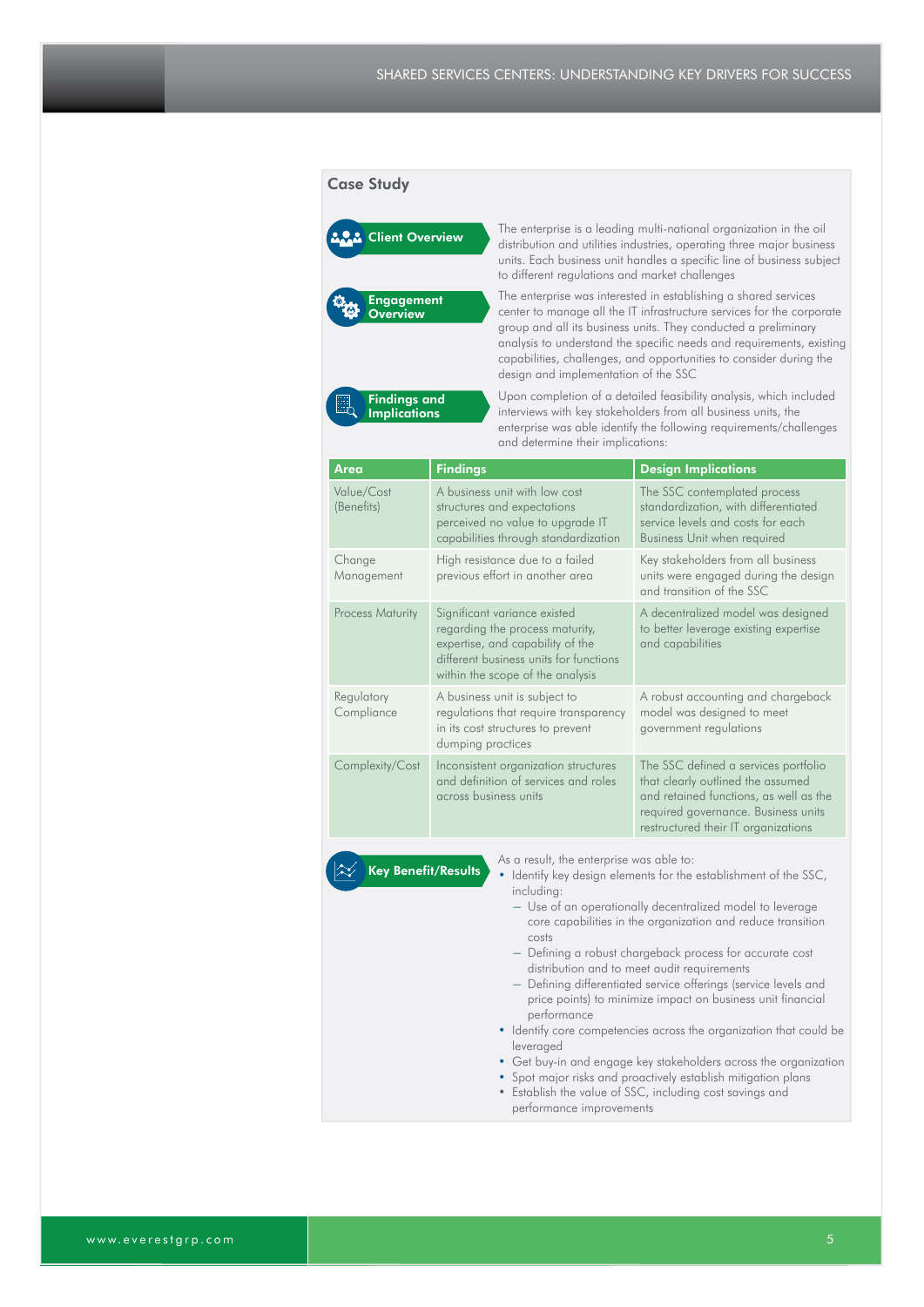## Case Study

**Client Overview**

The enterprise is a leading multi-national organization in the oil distribution and utilities industries, operating three major business units. Each business unit handles a specific line of business subject to different regulations and market challenges

**Engagement Overview**

The enterprise was interested in establishing a shared services center to manage all the IT infrastructure services for the corporate group and all its business units. They conducted a preliminary analysis to understand the specific needs and requirements, existing capabilities, challenges, and opportunities to consider during the design and implementation of the SSC

**Findings and Implications**

Upon completion of a detailed feasibility analysis, which included interviews with key stakeholders from all business units, the enterprise was able identify the following requirements/challenges and determine their implications:

| Area | Findings | Design Implications |
|---|---|---|
| Value/Cost (Benefits) | A business unit with low cost structures and expectations perceived no value to upgrade IT capabilities through standardization | The SSC contemplated process standardization, with differentiated service levels and costs for each Business Unit when required |
| Change Management | High resistance due to a failed previous effort in another area | Key stakeholders from all business units were engaged during the design and transition of the SSC |
| Process Maturity | Significant variance existed regarding the process maturity, expertise, and capability of the different business units for functions within the scope of the analysis | A decentralized model was designed to better leverage existing expertise and capabilities |
| Regulatory Compliance | A business unit is subject to regulations that require transparency in its cost structures to prevent dumping practices | A robust accounting and chargeback model was designed to meet government regulations |
| Complexity/Cost | Inconsistent organization structures and definition of services and roles across business units | The SSC defined a services portfolio that clearly outlined the assumed and retained functions, as well as the required governance. Business units restructured their IT organizations |

**Key Benefit/Results**

As a result, the enterprise was able to:

- Identify key design elements for the establishment of the SSC, including:
  - Use of an operationally decentralized model to leverage core capabilities in the organization and reduce transition costs
  - Defining a robust chargeback process for accurate cost distribution and to meet audit requirements
  - Defining differentiated service offerings (service levels and price points) to minimize impact on business unit financial performance
- Identify core competencies across the organization that could be leveraged
- Get buy-in and engage key stakeholders across the organization
- Spot major risks and proactively establish mitigation plans
- Establish the value of SSC, including cost savings and performance improvements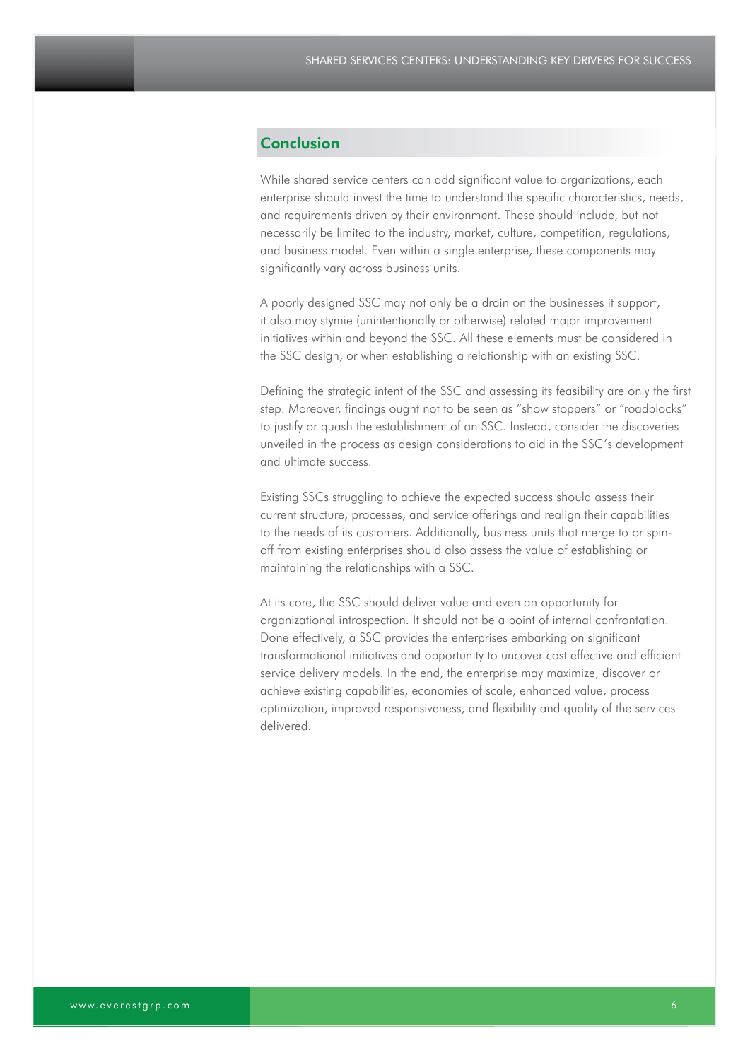## Conclusion

While shared service centers can add significant value to organizations, each enterprise should invest the time to understand the specific characteristics, needs, and requirements driven by their environment. These should include, but not necessarily be limited to the industry, market, culture, competition, regulations, and business model. Even within a single enterprise, these components may significantly vary across business units.

A poorly designed SSC may not only be a drain on the businesses it support, it also may stymie (unintentionally or otherwise) related major improvement initiatives within and beyond the SSC. All these elements must be considered in the SSC design, or when establishing a relationship with an existing SSC.

Defining the strategic intent of the SSC and assessing its feasibility are only the first step. Moreover, findings ought not to be seen as "show stoppers" or "roadblocks" to justify or quash the establishment of an SSC. Instead, consider the discoveries unveiled in the process as design considerations to aid in the SSC's development and ultimate success.

Existing SSCs struggling to achieve the expected success should assess their current structure, processes, and service offerings and realign their capabilities to the needs of its customers. Additionally, business units that merge to or spin-off from existing enterprises should also assess the value of establishing or maintaining the relationships with a SSC.

At its core, the SSC should deliver value and even an opportunity for organizational introspection. It should not be a point of internal confrontation. Done effectively, a SSC provides the enterprises embarking on significant transformational initiatives and opportunity to uncover cost effective and efficient service delivery models. In the end, the enterprise may maximize, discover or achieve existing capabilities, economies of scale, enhanced value, process optimization, improved responsiveness, and flexibility and quality of the services delivered.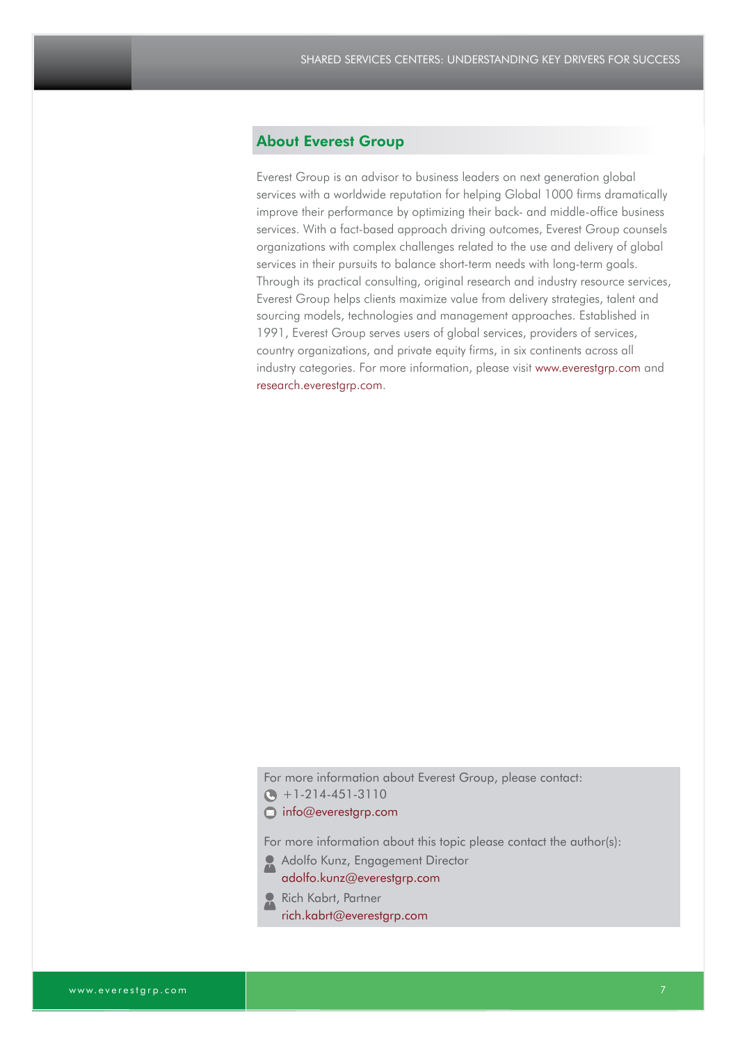## About Everest Group

Everest Group is an advisor to business leaders on next generation global services with a worldwide reputation for helping Global 1000 firms dramatically improve their performance by optimizing their back- and middle-office business services. With a fact-based approach driving outcomes, Everest Group counsels organizations with complex challenges related to the use and delivery of global services in their pursuits to balance short-term needs with long-term goals. Through its practical consulting, original research and industry resource services, Everest Group helps clients maximize value from delivery strategies, talent and sourcing models, technologies and management approaches. Established in 1991, Everest Group serves users of global services, providers of services, country organizations, and private equity firms, in six continents across all industry categories. For more information, please visit www.everestgrp.com and research.everestgrp.com.

For more information about Everest Group, please contact:

+1-214-451-3110

info@everestgrp.com

For more information about this topic please contact the author(s):

Adolfo Kunz, Engagement Director
adolfo.kunz@everestgrp.com

Rich Kabrt, Partner
rich.kabrt@everestgrp.com